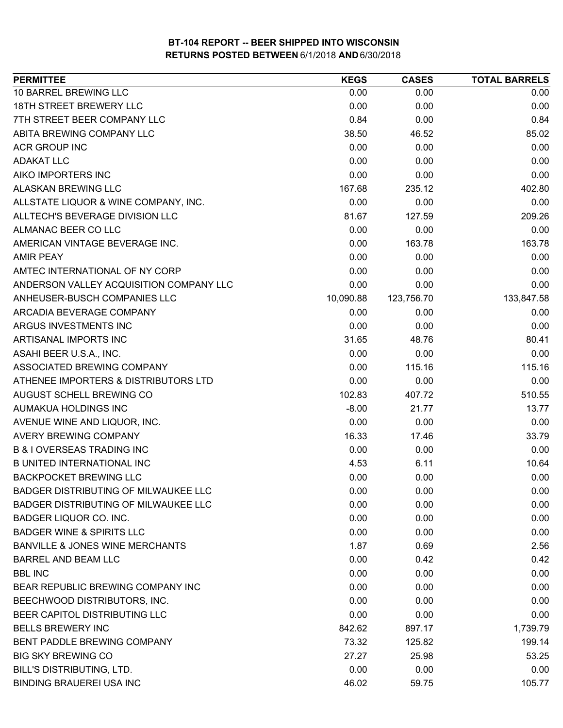# BT-104 REPORT -- BEER SHIPPED INTO WISCONSIN

## RETURNS POSTED BETWEEN 6/1/2018 AND 6/30/2018

| PERMITTEE | KEGS | CASES | TOTAL BARRELS |
|---|---|---|---|
| 10 BARREL BREWING LLC | 0.00 | 0.00 | 0.00 |
| 18TH STREET BREWERY LLC | 0.00 | 0.00 | 0.00 |
| 7TH STREET BEER COMPANY LLC | 0.84 | 0.00 | 0.84 |
| ABITA BREWING COMPANY LLC | 38.50 | 46.52 | 85.02 |
| ACR GROUP INC | 0.00 | 0.00 | 0.00 |
| ADAKAT LLC | 0.00 | 0.00 | 0.00 |
| AIKO IMPORTERS INC | 0.00 | 0.00 | 0.00 |
| ALASKAN BREWING LLC | 167.68 | 235.12 | 402.80 |
| ALLSTATE LIQUOR & WINE COMPANY, INC. | 0.00 | 0.00 | 0.00 |
| ALLTECH'S BEVERAGE DIVISION LLC | 81.67 | 127.59 | 209.26 |
| ALMANAC BEER CO LLC | 0.00 | 0.00 | 0.00 |
| AMERICAN VINTAGE BEVERAGE INC. | 0.00 | 163.78 | 163.78 |
| AMIR PEAY | 0.00 | 0.00 | 0.00 |
| AMTEC INTERNATIONAL OF NY CORP | 0.00 | 0.00 | 0.00 |
| ANDERSON VALLEY ACQUISITION COMPANY LLC | 0.00 | 0.00 | 0.00 |
| ANHEUSER-BUSCH COMPANIES LLC | 10,090.88 | 123,756.70 | 133,847.58 |
| ARCADIA BEVERAGE COMPANY | 0.00 | 0.00 | 0.00 |
| ARGUS INVESTMENTS INC | 0.00 | 0.00 | 0.00 |
| ARTISANAL IMPORTS INC | 31.65 | 48.76 | 80.41 |
| ASAHI BEER U.S.A., INC. | 0.00 | 0.00 | 0.00 |
| ASSOCIATED BREWING COMPANY | 0.00 | 115.16 | 115.16 |
| ATHENEE IMPORTERS & DISTRIBUTORS LTD | 0.00 | 0.00 | 0.00 |
| AUGUST SCHELL BREWING CO | 102.83 | 407.72 | 510.55 |
| AUMAKUA HOLDINGS INC | -8.00 | 21.77 | 13.77 |
| AVENUE WINE AND LIQUOR, INC. | 0.00 | 0.00 | 0.00 |
| AVERY BREWING COMPANY | 16.33 | 17.46 | 33.79 |
| B & I OVERSEAS TRADING INC | 0.00 | 0.00 | 0.00 |
| B UNITED INTERNATIONAL INC | 4.53 | 6.11 | 10.64 |
| BACKPOCKET BREWING LLC | 0.00 | 0.00 | 0.00 |
| BADGER DISTRIBUTING OF MILWAUKEE LLC | 0.00 | 0.00 | 0.00 |
| BADGER DISTRIBUTING OF MILWAUKEE LLC | 0.00 | 0.00 | 0.00 |
| BADGER LIQUOR CO. INC. | 0.00 | 0.00 | 0.00 |
| BADGER WINE & SPIRITS LLC | 0.00 | 0.00 | 0.00 |
| BANVILLE & JONES WINE MERCHANTS | 1.87 | 0.69 | 2.56 |
| BARREL AND BEAM LLC | 0.00 | 0.42 | 0.42 |
| BBL INC | 0.00 | 0.00 | 0.00 |
| BEAR REPUBLIC BREWING COMPANY INC | 0.00 | 0.00 | 0.00 |
| BEECHWOOD DISTRIBUTORS, INC. | 0.00 | 0.00 | 0.00 |
| BEER CAPITOL DISTRIBUTING LLC | 0.00 | 0.00 | 0.00 |
| BELLS BREWERY INC | 842.62 | 897.17 | 1,739.79 |
| BENT PADDLE BREWING COMPANY | 73.32 | 125.82 | 199.14 |
| BIG SKY BREWING CO | 27.27 | 25.98 | 53.25 |
| BILL'S DISTRIBUTING, LTD. | 0.00 | 0.00 | 0.00 |
| BINDING BRAUEREI USA INC | 46.02 | 59.75 | 105.77 |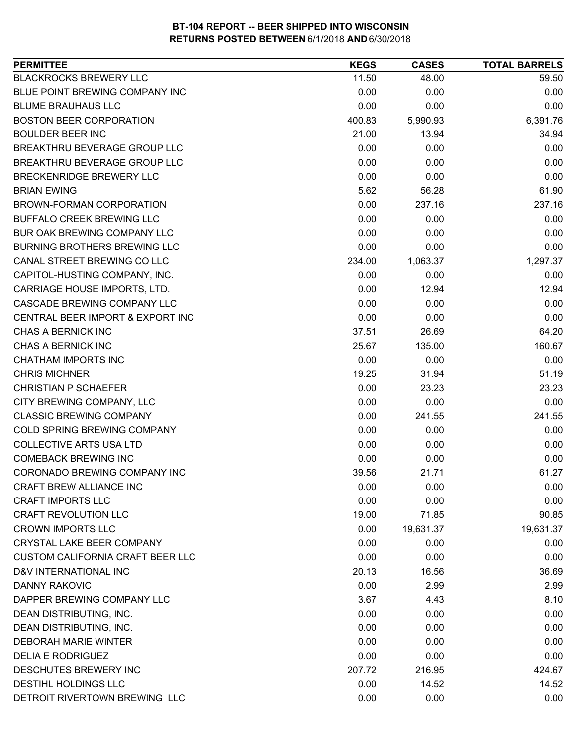# BT-104 REPORT -- BEER SHIPPED INTO WISCONSIN
## RETURNS POSTED BETWEEN 6/1/2018 AND 6/30/2018

| PERMITTEE | KEGS | CASES | TOTAL BARRELS |
|---|---|---|---|
| BLACKROCKS BREWERY LLC | 11.50 | 48.00 | 59.50 |
| BLUE POINT BREWING COMPANY INC | 0.00 | 0.00 | 0.00 |
| BLUME BRAUHAUS LLC | 0.00 | 0.00 | 0.00 |
| BOSTON BEER CORPORATION | 400.83 | 5,990.93 | 6,391.76 |
| BOULDER BEER INC | 21.00 | 13.94 | 34.94 |
| BREAKTHRU BEVERAGE GROUP LLC | 0.00 | 0.00 | 0.00 |
| BREAKTHRU BEVERAGE GROUP LLC | 0.00 | 0.00 | 0.00 |
| BRECKENRIDGE BREWERY LLC | 0.00 | 0.00 | 0.00 |
| BRIAN EWING | 5.62 | 56.28 | 61.90 |
| BROWN-FORMAN CORPORATION | 0.00 | 237.16 | 237.16 |
| BUFFALO CREEK BREWING LLC | 0.00 | 0.00 | 0.00 |
| BUR OAK BREWING COMPANY LLC | 0.00 | 0.00 | 0.00 |
| BURNING BROTHERS BREWING LLC | 0.00 | 0.00 | 0.00 |
| CANAL STREET BREWING CO LLC | 234.00 | 1,063.37 | 1,297.37 |
| CAPITOL-HUSTING COMPANY, INC. | 0.00 | 0.00 | 0.00 |
| CARRIAGE HOUSE IMPORTS, LTD. | 0.00 | 12.94 | 12.94 |
| CASCADE BREWING COMPANY LLC | 0.00 | 0.00 | 0.00 |
| CENTRAL BEER IMPORT & EXPORT INC | 0.00 | 0.00 | 0.00 |
| CHAS A BERNICK INC | 37.51 | 26.69 | 64.20 |
| CHAS A BERNICK INC | 25.67 | 135.00 | 160.67 |
| CHATHAM IMPORTS INC | 0.00 | 0.00 | 0.00 |
| CHRIS MICHNER | 19.25 | 31.94 | 51.19 |
| CHRISTIAN P SCHAEFER | 0.00 | 23.23 | 23.23 |
| CITY BREWING COMPANY, LLC | 0.00 | 0.00 | 0.00 |
| CLASSIC BREWING COMPANY | 0.00 | 241.55 | 241.55 |
| COLD SPRING BREWING COMPANY | 0.00 | 0.00 | 0.00 |
| COLLECTIVE ARTS USA LTD | 0.00 | 0.00 | 0.00 |
| COMEBACK BREWING INC | 0.00 | 0.00 | 0.00 |
| CORONADO BREWING COMPANY INC | 39.56 | 21.71 | 61.27 |
| CRAFT BREW ALLIANCE INC | 0.00 | 0.00 | 0.00 |
| CRAFT IMPORTS LLC | 0.00 | 0.00 | 0.00 |
| CRAFT REVOLUTION LLC | 19.00 | 71.85 | 90.85 |
| CROWN IMPORTS LLC | 0.00 | 19,631.37 | 19,631.37 |
| CRYSTAL LAKE BEER COMPANY | 0.00 | 0.00 | 0.00 |
| CUSTOM CALIFORNIA CRAFT BEER LLC | 0.00 | 0.00 | 0.00 |
| D&V INTERNATIONAL INC | 20.13 | 16.56 | 36.69 |
| DANNY RAKOVIC | 0.00 | 2.99 | 2.99 |
| DAPPER BREWING COMPANY LLC | 3.67 | 4.43 | 8.10 |
| DEAN DISTRIBUTING, INC. | 0.00 | 0.00 | 0.00 |
| DEAN DISTRIBUTING, INC. | 0.00 | 0.00 | 0.00 |
| DEBORAH MARIE WINTER | 0.00 | 0.00 | 0.00 |
| DELIA E RODRIGUEZ | 0.00 | 0.00 | 0.00 |
| DESCHUTES BREWERY INC | 207.72 | 216.95 | 424.67 |
| DESTIHL HOLDINGS LLC | 0.00 | 14.52 | 14.52 |
| DETROIT RIVERTOWN BREWING LLC | 0.00 | 0.00 | 0.00 |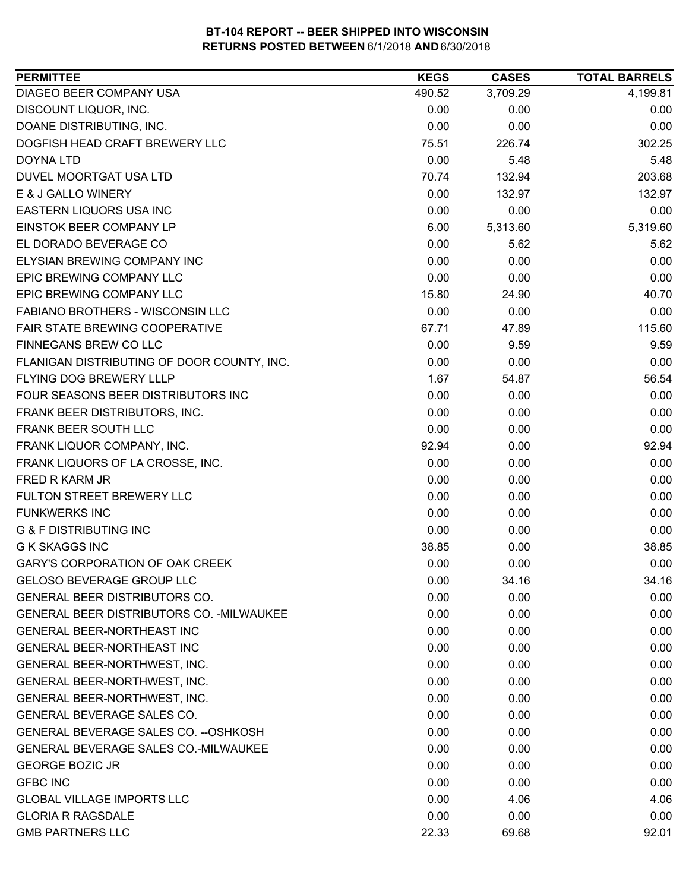**BT-104 REPORT -- BEER SHIPPED INTO WISCONSIN**
**RETURNS POSTED BETWEEN** 6/1/2018 **AND** 6/30/2018

| PERMITTEE | KEGS | CASES | TOTAL BARRELS |
|---|---|---|---|
| DIAGEO BEER COMPANY USA | 490.52 | 3,709.29 | 4,199.81 |
| DISCOUNT LIQUOR, INC. | 0.00 | 0.00 | 0.00 |
| DOANE DISTRIBUTING, INC. | 0.00 | 0.00 | 0.00 |
| DOGFISH HEAD CRAFT BREWERY LLC | 75.51 | 226.74 | 302.25 |
| DOYNA LTD | 0.00 | 5.48 | 5.48 |
| DUVEL MOORTGAT USA LTD | 70.74 | 132.94 | 203.68 |
| E & J GALLO WINERY | 0.00 | 132.97 | 132.97 |
| EASTERN LIQUORS USA INC | 0.00 | 0.00 | 0.00 |
| EINSTOK BEER COMPANY LP | 6.00 | 5,313.60 | 5,319.60 |
| EL DORADO BEVERAGE CO | 0.00 | 5.62 | 5.62 |
| ELYSIAN BREWING COMPANY INC | 0.00 | 0.00 | 0.00 |
| EPIC BREWING COMPANY LLC | 0.00 | 0.00 | 0.00 |
| EPIC BREWING COMPANY LLC | 15.80 | 24.90 | 40.70 |
| FABIANO BROTHERS - WISCONSIN LLC | 0.00 | 0.00 | 0.00 |
| FAIR STATE BREWING COOPERATIVE | 67.71 | 47.89 | 115.60 |
| FINNEGANS BREW CO LLC | 0.00 | 9.59 | 9.59 |
| FLANIGAN DISTRIBUTING OF DOOR COUNTY, INC. | 0.00 | 0.00 | 0.00 |
| FLYING DOG BREWERY LLLP | 1.67 | 54.87 | 56.54 |
| FOUR SEASONS BEER DISTRIBUTORS INC | 0.00 | 0.00 | 0.00 |
| FRANK BEER DISTRIBUTORS, INC. | 0.00 | 0.00 | 0.00 |
| FRANK BEER SOUTH LLC | 0.00 | 0.00 | 0.00 |
| FRANK LIQUOR COMPANY, INC. | 92.94 | 0.00 | 92.94 |
| FRANK LIQUORS OF LA CROSSE, INC. | 0.00 | 0.00 | 0.00 |
| FRED R KARM JR | 0.00 | 0.00 | 0.00 |
| FULTON STREET BREWERY LLC | 0.00 | 0.00 | 0.00 |
| FUNKWERKS INC | 0.00 | 0.00 | 0.00 |
| G & F DISTRIBUTING INC | 0.00 | 0.00 | 0.00 |
| G K SKAGGS INC | 38.85 | 0.00 | 38.85 |
| GARY'S CORPORATION OF OAK CREEK | 0.00 | 0.00 | 0.00 |
| GELOSO BEVERAGE GROUP LLC | 0.00 | 34.16 | 34.16 |
| GENERAL BEER DISTRIBUTORS CO. | 0.00 | 0.00 | 0.00 |
| GENERAL BEER DISTRIBUTORS CO. -MILWAUKEE | 0.00 | 0.00 | 0.00 |
| GENERAL BEER-NORTHEAST INC | 0.00 | 0.00 | 0.00 |
| GENERAL BEER-NORTHEAST INC | 0.00 | 0.00 | 0.00 |
| GENERAL BEER-NORTHWEST, INC. | 0.00 | 0.00 | 0.00 |
| GENERAL BEER-NORTHWEST, INC. | 0.00 | 0.00 | 0.00 |
| GENERAL BEER-NORTHWEST, INC. | 0.00 | 0.00 | 0.00 |
| GENERAL BEVERAGE SALES CO. | 0.00 | 0.00 | 0.00 |
| GENERAL BEVERAGE SALES CO. --OSHKOSH | 0.00 | 0.00 | 0.00 |
| GENERAL BEVERAGE SALES CO.-MILWAUKEE | 0.00 | 0.00 | 0.00 |
| GEORGE BOZIC JR | 0.00 | 0.00 | 0.00 |
| GFBC INC | 0.00 | 0.00 | 0.00 |
| GLOBAL VILLAGE IMPORTS LLC | 0.00 | 4.06 | 4.06 |
| GLORIA R RAGSDALE | 0.00 | 0.00 | 0.00 |
| GMB PARTNERS LLC | 22.33 | 69.68 | 92.01 |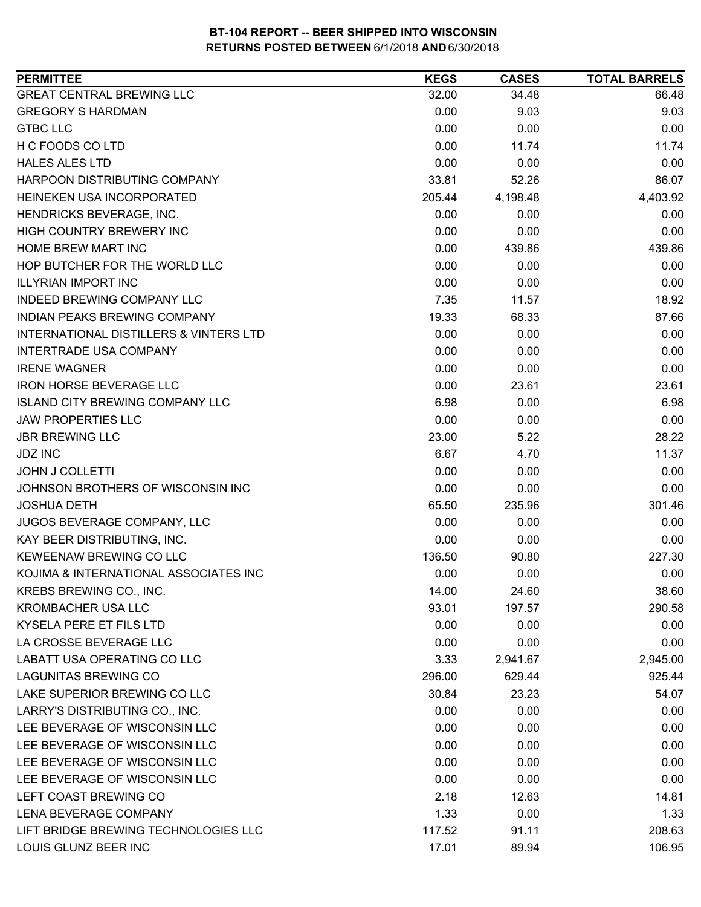**BT-104 REPORT -- BEER SHIPPED INTO WISCONSIN**
**RETURNS POSTED BETWEEN 6/1/2018 AND 6/30/2018**

| PERMITTEE | KEGS | CASES | TOTAL BARRELS |
|---|---|---|---|
| GREAT CENTRAL BREWING LLC | 32.00 | 34.48 | 66.48 |
| GREGORY S HARDMAN | 0.00 | 9.03 | 9.03 |
| GTBC LLC | 0.00 | 0.00 | 0.00 |
| H C FOODS CO LTD | 0.00 | 11.74 | 11.74 |
| HALES ALES LTD | 0.00 | 0.00 | 0.00 |
| HARPOON DISTRIBUTING COMPANY | 33.81 | 52.26 | 86.07 |
| HEINEKEN USA INCORPORATED | 205.44 | 4,198.48 | 4,403.92 |
| HENDRICKS BEVERAGE, INC. | 0.00 | 0.00 | 0.00 |
| HIGH COUNTRY BREWERY INC | 0.00 | 0.00 | 0.00 |
| HOME BREW MART INC | 0.00 | 439.86 | 439.86 |
| HOP BUTCHER FOR THE WORLD LLC | 0.00 | 0.00 | 0.00 |
| ILLYRIAN IMPORT INC | 0.00 | 0.00 | 0.00 |
| INDEED BREWING COMPANY LLC | 7.35 | 11.57 | 18.92 |
| INDIAN PEAKS BREWING COMPANY | 19.33 | 68.33 | 87.66 |
| INTERNATIONAL DISTILLERS & VINTERS LTD | 0.00 | 0.00 | 0.00 |
| INTERTRADE USA COMPANY | 0.00 | 0.00 | 0.00 |
| IRENE WAGNER | 0.00 | 0.00 | 0.00 |
| IRON HORSE BEVERAGE LLC | 0.00 | 23.61 | 23.61 |
| ISLAND CITY BREWING COMPANY LLC | 6.98 | 0.00 | 6.98 |
| JAW PROPERTIES LLC | 0.00 | 0.00 | 0.00 |
| JBR BREWING LLC | 23.00 | 5.22 | 28.22 |
| JDZ INC | 6.67 | 4.70 | 11.37 |
| JOHN J COLLETTI | 0.00 | 0.00 | 0.00 |
| JOHNSON BROTHERS OF WISCONSIN INC | 0.00 | 0.00 | 0.00 |
| JOSHUA DETH | 65.50 | 235.96 | 301.46 |
| JUGOS BEVERAGE COMPANY, LLC | 0.00 | 0.00 | 0.00 |
| KAY BEER DISTRIBUTING, INC. | 0.00 | 0.00 | 0.00 |
| KEWEENAW BREWING CO LLC | 136.50 | 90.80 | 227.30 |
| KOJIMA & INTERNATIONAL ASSOCIATES INC | 0.00 | 0.00 | 0.00 |
| KREBS BREWING CO., INC. | 14.00 | 24.60 | 38.60 |
| KROMBACHER USA LLC | 93.01 | 197.57 | 290.58 |
| KYSELA PERE ET FILS LTD | 0.00 | 0.00 | 0.00 |
| LA CROSSE BEVERAGE LLC | 0.00 | 0.00 | 0.00 |
| LABATT USA OPERATING CO LLC | 3.33 | 2,941.67 | 2,945.00 |
| LAGUNITAS BREWING CO | 296.00 | 629.44 | 925.44 |
| LAKE SUPERIOR BREWING CO LLC | 30.84 | 23.23 | 54.07 |
| LARRY'S DISTRIBUTING CO., INC. | 0.00 | 0.00 | 0.00 |
| LEE BEVERAGE OF WISCONSIN LLC | 0.00 | 0.00 | 0.00 |
| LEE BEVERAGE OF WISCONSIN LLC | 0.00 | 0.00 | 0.00 |
| LEE BEVERAGE OF WISCONSIN LLC | 0.00 | 0.00 | 0.00 |
| LEE BEVERAGE OF WISCONSIN LLC | 0.00 | 0.00 | 0.00 |
| LEFT COAST BREWING CO | 2.18 | 12.63 | 14.81 |
| LENA BEVERAGE COMPANY | 1.33 | 0.00 | 1.33 |
| LIFT BRIDGE BREWING TECHNOLOGIES LLC | 117.52 | 91.11 | 208.63 |
| LOUIS GLUNZ BEER INC | 17.01 | 89.94 | 106.95 |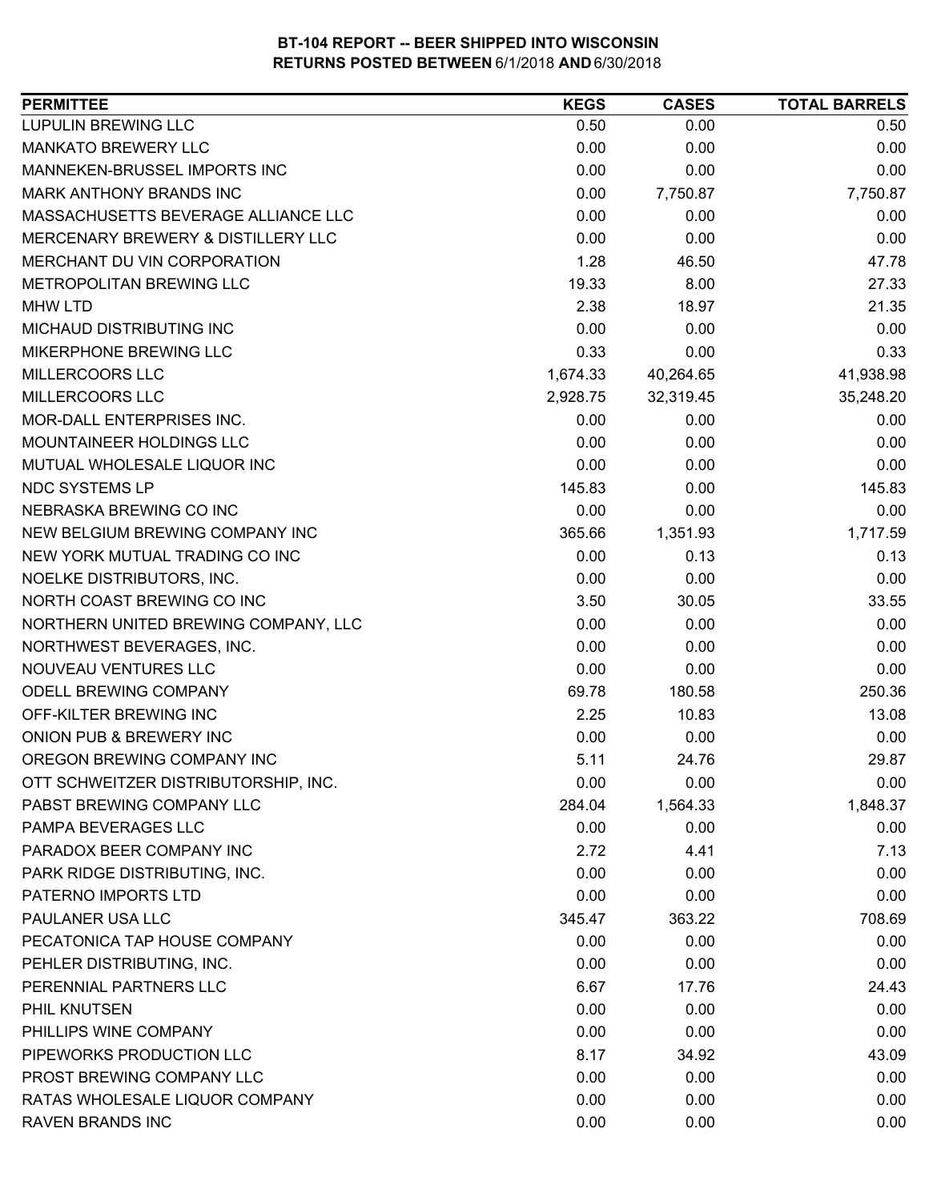**BT-104 REPORT -- BEER SHIPPED INTO WISCONSIN**
**RETURNS POSTED BETWEEN** 6/1/2018 **AND** 6/30/2018

| PERMITTEE | KEGS | CASES | TOTAL BARRELS |
|---|---|---|---|
| LUPULIN BREWING LLC | 0.50 | 0.00 | 0.50 |
| MANKATO BREWERY LLC | 0.00 | 0.00 | 0.00 |
| MANNEKEN-BRUSSEL IMPORTS INC | 0.00 | 0.00 | 0.00 |
| MARK ANTHONY BRANDS INC | 0.00 | 7,750.87 | 7,750.87 |
| MASSACHUSETTS BEVERAGE ALLIANCE LLC | 0.00 | 0.00 | 0.00 |
| MERCENARY BREWERY & DISTILLERY LLC | 0.00 | 0.00 | 0.00 |
| MERCHANT DU VIN CORPORATION | 1.28 | 46.50 | 47.78 |
| METROPOLITAN BREWING LLC | 19.33 | 8.00 | 27.33 |
| MHW LTD | 2.38 | 18.97 | 21.35 |
| MICHAUD DISTRIBUTING INC | 0.00 | 0.00 | 0.00 |
| MIKERPHONE BREWING LLC | 0.33 | 0.00 | 0.33 |
| MILLERCOORS LLC | 1,674.33 | 40,264.65 | 41,938.98 |
| MILLERCOORS LLC | 2,928.75 | 32,319.45 | 35,248.20 |
| MOR-DALL ENTERPRISES INC. | 0.00 | 0.00 | 0.00 |
| MOUNTAINEER HOLDINGS LLC | 0.00 | 0.00 | 0.00 |
| MUTUAL WHOLESALE LIQUOR INC | 0.00 | 0.00 | 0.00 |
| NDC SYSTEMS LP | 145.83 | 0.00 | 145.83 |
| NEBRASKA BREWING CO INC | 0.00 | 0.00 | 0.00 |
| NEW BELGIUM BREWING COMPANY INC | 365.66 | 1,351.93 | 1,717.59 |
| NEW YORK MUTUAL TRADING CO INC | 0.00 | 0.13 | 0.13 |
| NOELKE DISTRIBUTORS, INC. | 0.00 | 0.00 | 0.00 |
| NORTH COAST BREWING CO INC | 3.50 | 30.05 | 33.55 |
| NORTHERN UNITED BREWING COMPANY, LLC | 0.00 | 0.00 | 0.00 |
| NORTHWEST BEVERAGES, INC. | 0.00 | 0.00 | 0.00 |
| NOUVEAU VENTURES LLC | 0.00 | 0.00 | 0.00 |
| ODELL BREWING COMPANY | 69.78 | 180.58 | 250.36 |
| OFF-KILTER BREWING INC | 2.25 | 10.83 | 13.08 |
| ONION PUB & BREWERY INC | 0.00 | 0.00 | 0.00 |
| OREGON BREWING COMPANY INC | 5.11 | 24.76 | 29.87 |
| OTT SCHWEITZER DISTRIBUTORSHIP, INC. | 0.00 | 0.00 | 0.00 |
| PABST BREWING COMPANY LLC | 284.04 | 1,564.33 | 1,848.37 |
| PAMPA BEVERAGES LLC | 0.00 | 0.00 | 0.00 |
| PARADOX BEER COMPANY INC | 2.72 | 4.41 | 7.13 |
| PARK RIDGE DISTRIBUTING, INC. | 0.00 | 0.00 | 0.00 |
| PATERNO IMPORTS LTD | 0.00 | 0.00 | 0.00 |
| PAULANER USA LLC | 345.47 | 363.22 | 708.69 |
| PECATONICA TAP HOUSE COMPANY | 0.00 | 0.00 | 0.00 |
| PEHLER DISTRIBUTING, INC. | 0.00 | 0.00 | 0.00 |
| PERENNIAL PARTNERS LLC | 6.67 | 17.76 | 24.43 |
| PHIL KNUTSEN | 0.00 | 0.00 | 0.00 |
| PHILLIPS WINE COMPANY | 0.00 | 0.00 | 0.00 |
| PIPEWORKS PRODUCTION LLC | 8.17 | 34.92 | 43.09 |
| PROST BREWING COMPANY LLC | 0.00 | 0.00 | 0.00 |
| RATAS WHOLESALE LIQUOR COMPANY | 0.00 | 0.00 | 0.00 |
| RAVEN BRANDS INC | 0.00 | 0.00 | 0.00 |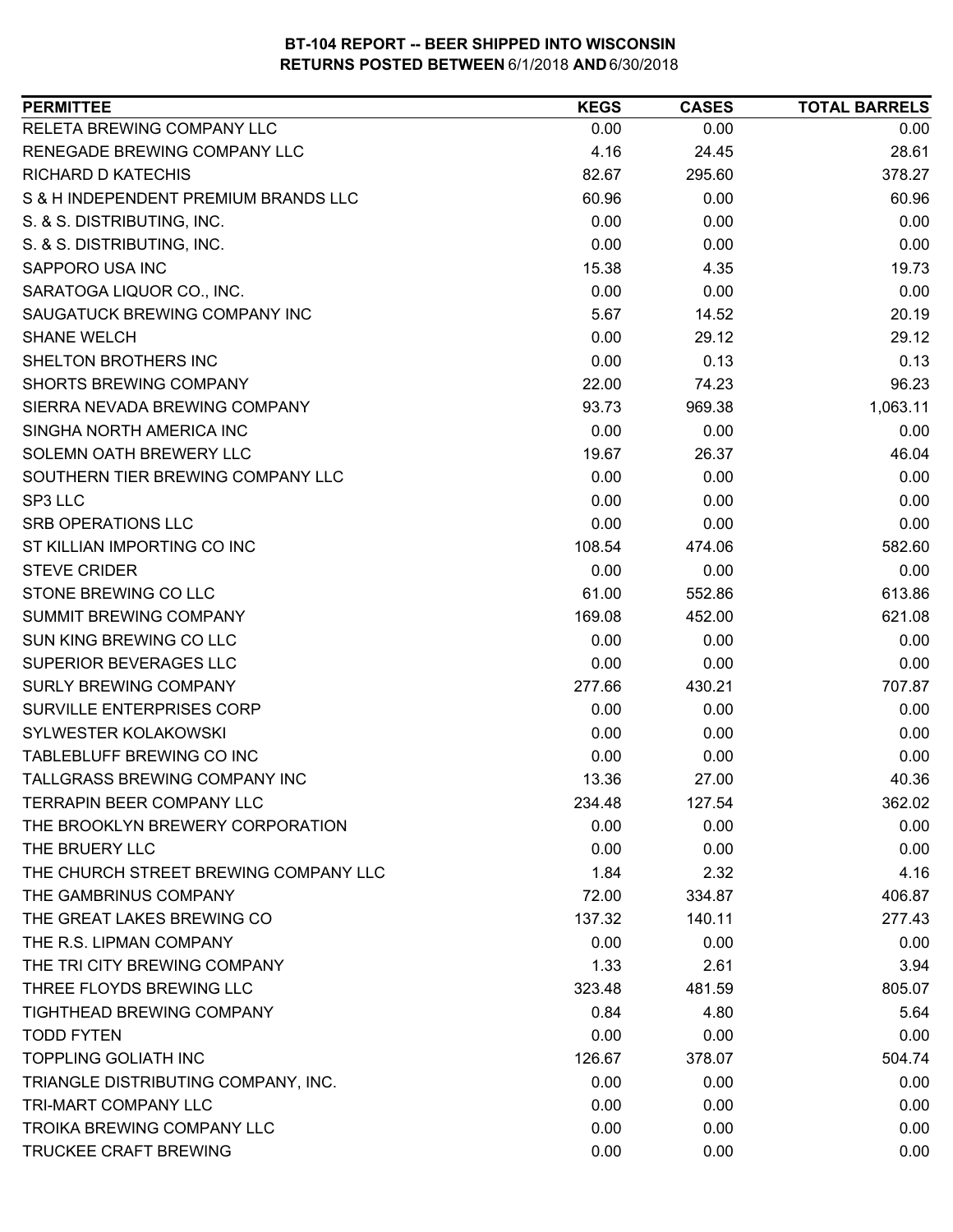# BT-104 REPORT -- BEER SHIPPED INTO WISCONSIN
## RETURNS POSTED BETWEEN 6/1/2018 AND 6/30/2018

| PERMITTEE | KEGS | CASES | TOTAL BARRELS |
|---|---|---|---|
| RELETA BREWING COMPANY LLC | 0.00 | 0.00 | 0.00 |
| RENEGADE BREWING COMPANY LLC | 4.16 | 24.45 | 28.61 |
| RICHARD D KATECHIS | 82.67 | 295.60 | 378.27 |
| S & H INDEPENDENT PREMIUM BRANDS LLC | 60.96 | 0.00 | 60.96 |
| S. & S. DISTRIBUTING, INC. | 0.00 | 0.00 | 0.00 |
| S. & S. DISTRIBUTING, INC. | 0.00 | 0.00 | 0.00 |
| SAPPORO USA INC | 15.38 | 4.35 | 19.73 |
| SARATOGA LIQUOR CO., INC. | 0.00 | 0.00 | 0.00 |
| SAUGATUCK BREWING COMPANY INC | 5.67 | 14.52 | 20.19 |
| SHANE WELCH | 0.00 | 29.12 | 29.12 |
| SHELTON BROTHERS INC | 0.00 | 0.13 | 0.13 |
| SHORTS BREWING COMPANY | 22.00 | 74.23 | 96.23 |
| SIERRA NEVADA BREWING COMPANY | 93.73 | 969.38 | 1,063.11 |
| SINGHA NORTH AMERICA INC | 0.00 | 0.00 | 0.00 |
| SOLEMN OATH BREWERY LLC | 19.67 | 26.37 | 46.04 |
| SOUTHERN TIER BREWING COMPANY LLC | 0.00 | 0.00 | 0.00 |
| SP3 LLC | 0.00 | 0.00 | 0.00 |
| SRB OPERATIONS LLC | 0.00 | 0.00 | 0.00 |
| ST KILLIAN IMPORTING CO INC | 108.54 | 474.06 | 582.60 |
| STEVE CRIDER | 0.00 | 0.00 | 0.00 |
| STONE BREWING CO LLC | 61.00 | 552.86 | 613.86 |
| SUMMIT BREWING COMPANY | 169.08 | 452.00 | 621.08 |
| SUN KING BREWING CO LLC | 0.00 | 0.00 | 0.00 |
| SUPERIOR BEVERAGES LLC | 0.00 | 0.00 | 0.00 |
| SURLY BREWING COMPANY | 277.66 | 430.21 | 707.87 |
| SURVILLE ENTERPRISES CORP | 0.00 | 0.00 | 0.00 |
| SYLWESTER KOLAKOWSKI | 0.00 | 0.00 | 0.00 |
| TABLEBLUFF BREWING CO INC | 0.00 | 0.00 | 0.00 |
| TALLGRASS BREWING COMPANY INC | 13.36 | 27.00 | 40.36 |
| TERRAPIN BEER COMPANY LLC | 234.48 | 127.54 | 362.02 |
| THE BROOKLYN BREWERY CORPORATION | 0.00 | 0.00 | 0.00 |
| THE BRUERY LLC | 0.00 | 0.00 | 0.00 |
| THE CHURCH STREET BREWING COMPANY LLC | 1.84 | 2.32 | 4.16 |
| THE GAMBRINUS COMPANY | 72.00 | 334.87 | 406.87 |
| THE GREAT LAKES BREWING CO | 137.32 | 140.11 | 277.43 |
| THE R.S. LIPMAN COMPANY | 0.00 | 0.00 | 0.00 |
| THE TRI CITY BREWING COMPANY | 1.33 | 2.61 | 3.94 |
| THREE FLOYDS BREWING LLC | 323.48 | 481.59 | 805.07 |
| TIGHTHEAD BREWING COMPANY | 0.84 | 4.80 | 5.64 |
| TODD FYTEN | 0.00 | 0.00 | 0.00 |
| TOPPLING GOLIATH INC | 126.67 | 378.07 | 504.74 |
| TRIANGLE DISTRIBUTING COMPANY, INC. | 0.00 | 0.00 | 0.00 |
| TRI-MART COMPANY LLC | 0.00 | 0.00 | 0.00 |
| TROIKA BREWING COMPANY LLC | 0.00 | 0.00 | 0.00 |
| TRUCKEE CRAFT BREWING | 0.00 | 0.00 | 0.00 |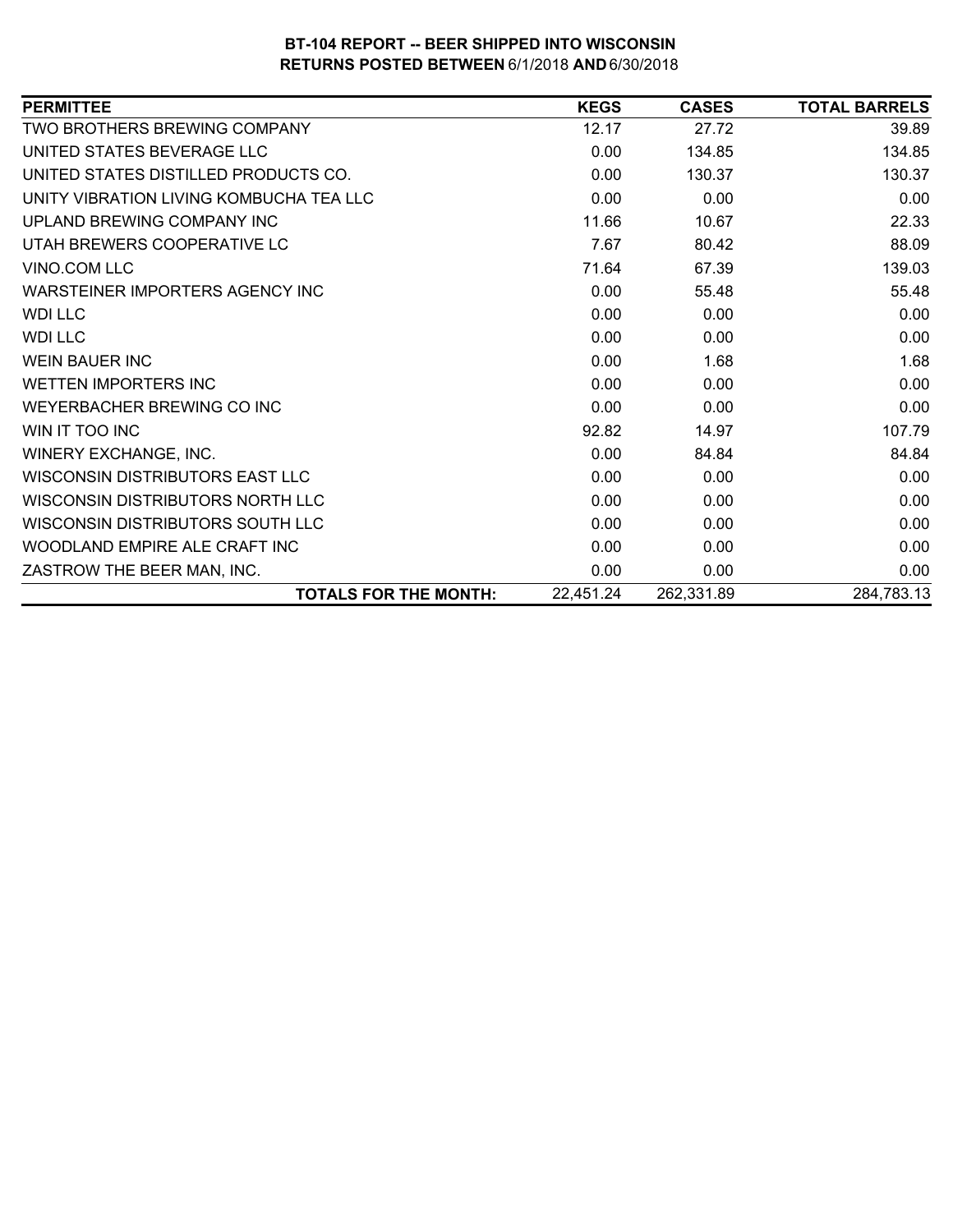**BT-104 REPORT -- BEER SHIPPED INTO WISCONSIN**
**RETURNS POSTED BETWEEN 6/1/2018 AND 6/30/2018**

| PERMITTEE | KEGS | CASES | TOTAL BARRELS |
|---|---|---|---|
| TWO BROTHERS BREWING COMPANY | 12.17 | 27.72 | 39.89 |
| UNITED STATES BEVERAGE LLC | 0.00 | 134.85 | 134.85 |
| UNITED STATES DISTILLED PRODUCTS CO. | 0.00 | 130.37 | 130.37 |
| UNITY VIBRATION LIVING KOMBUCHA TEA LLC | 0.00 | 0.00 | 0.00 |
| UPLAND BREWING COMPANY INC | 11.66 | 10.67 | 22.33 |
| UTAH BREWERS COOPERATIVE LC | 7.67 | 80.42 | 88.09 |
| VINO.COM LLC | 71.64 | 67.39 | 139.03 |
| WARSTEINER IMPORTERS AGENCY INC | 0.00 | 55.48 | 55.48 |
| WDI LLC | 0.00 | 0.00 | 0.00 |
| WDI LLC | 0.00 | 0.00 | 0.00 |
| WEIN BAUER INC | 0.00 | 1.68 | 1.68 |
| WETTEN IMPORTERS INC | 0.00 | 0.00 | 0.00 |
| WEYERBACHER BREWING CO INC | 0.00 | 0.00 | 0.00 |
| WIN IT TOO INC | 92.82 | 14.97 | 107.79 |
| WINERY EXCHANGE, INC. | 0.00 | 84.84 | 84.84 |
| WISCONSIN DISTRIBUTORS EAST LLC | 0.00 | 0.00 | 0.00 |
| WISCONSIN DISTRIBUTORS NORTH LLC | 0.00 | 0.00 | 0.00 |
| WISCONSIN DISTRIBUTORS SOUTH LLC | 0.00 | 0.00 | 0.00 |
| WOODLAND EMPIRE ALE CRAFT INC | 0.00 | 0.00 | 0.00 |
| ZASTROW THE BEER MAN, INC. | 0.00 | 0.00 | 0.00 |
| **TOTALS FOR THE MONTH:** | 22,451.24 | 262,331.89 | 284,783.13 |